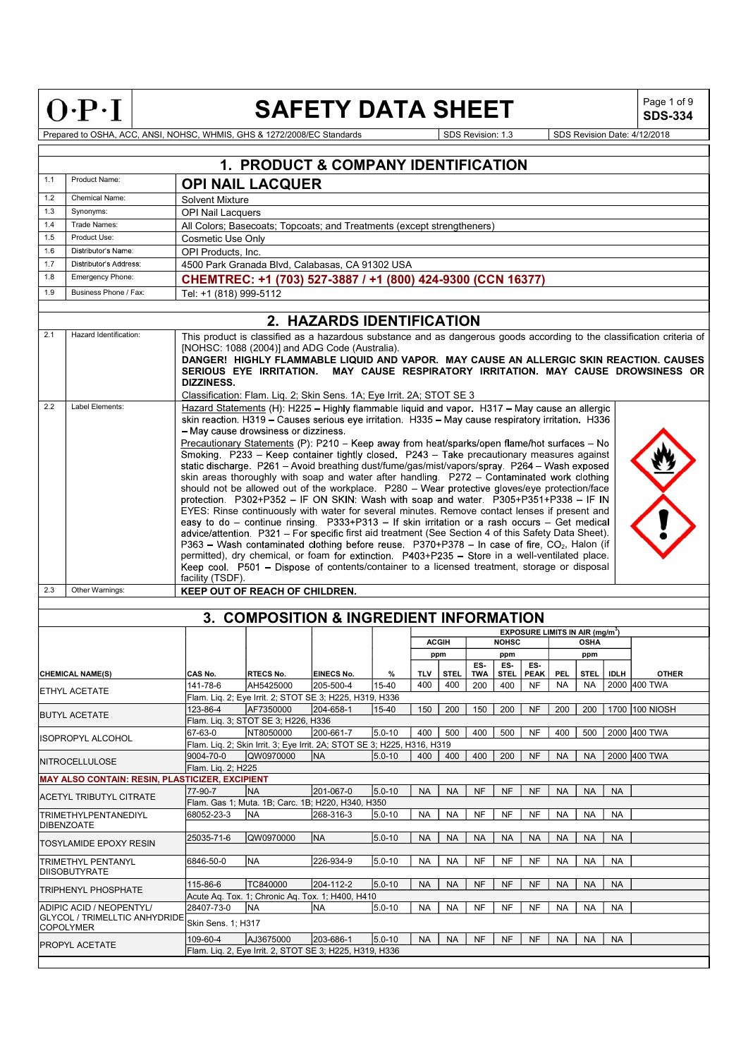# SAFETY DATA SHEET

**SDS-334**

Prepared to OSHA, ACC, ANSI, NOHSC, WHMIS, GHS & 1272/2008/EC Standards | SDS Revision: 1.3 | SDS Revision Date: 4/12/2018

## 1. PRODUCT & COMPANY IDENTIFICATION

| | | |
|---|---|---|
| 1.1 | Product Name: | **OPI NAIL LACQUER** |
| 1.2 | Chemical Name: | Solvent Mixture |
| 1.3 | Synonyms: | OPI Nail Lacquers |
| 1.4 | Trade Names: | All Colors; Basecoats; Topcoats; and Treatments (except strengtheners) |
| 1.5 | Product Use: | Cosmetic Use Only |
| 1.6 | Distributor's Name: | OPI Products, Inc. |
| 1.7 | Distributor's Address: | 4500 Park Granada Blvd, Calabasas, CA 91302 USA |
| 1.8 | Emergency Phone: | **CHEMTREC: +1 (703) 527-3887 / +1 (800) 424-9300 (CCN 16377)** |
| 1.9 | Business Phone / Fax: | Tel: +1 (818) 999-5112 |

## 2. HAZARDS IDENTIFICATION

**2.1 Hazard Identification:**

This product is classified as a hazardous substance and as dangerous goods according to the classification criteria of [NOHSC: 1088 (2004)] and ADG Code (Australia).

**DANGER! HIGHLY FLAMMABLE LIQUID AND VAPOR. MAY CAUSE AN ALLERGIC SKIN REACTION. CAUSES SERIOUS EYE IRRITATION. MAY CAUSE RESPIRATORY IRRITATION. MAY CAUSE DROWSINESS OR DIZZINESS.**

Classification: Flam. Liq. 2; Skin Sens. 1A; Eye Irrit. 2A; STOT SE 3

**2.2 Label Elements:**

Hazard Statements (H): H225 – Highly flammable liquid and vapor. H317 – May cause an allergic skin reaction. H319 – Causes serious eye irritation. H335 – May cause respiratory irritation. H336 – May cause drowsiness or dizziness.

Precautionary Statements (P): P210 – Keep away from heat/sparks/open flame/hot surfaces – No Smoking. P233 – Keep container tightly closed. P243 – Take precautionary measures against static discharge. P261 – Avoid breathing dust/fume/gas/mist/vapors/spray. P264 – Wash exposed skin areas thoroughly with soap and water after handling. P272 – Contaminated work clothing should not be allowed out of the workplace. P280 – Wear protective gloves/eye protection/face protection. P302+P352 – IF ON SKIN: Wash with soap and water. P305+P351+P338 – IF IN EYES: Rinse continuously with water for several minutes. Remove contact lenses if present and easy to do – continue rinsing. P333+P313 – If skin irritation or a rash occurs – Get medical advice/attention. P321 – For specific first aid treatment (See Section 4 of this Safety Data Sheet). P363 – Wash contaminated clothing before reuse. P370+P378 – In case of fire, $CO_2$, Halon (if permitted), dry chemical, or foam for extinction. P403+P235 – Store in a well-ventilated place. Keep cool. P501 – Dispose of contents/container to a licensed treatment, storage or disposal facility (TSDF).

**2.3 Other Warnings:** **KEEP OUT OF REACH OF CHILDREN.**

## 3. COMPOSITION & INGREDIENT INFORMATION

| | | | | | EXPOSURE LIMITS IN AIR (mg/m³) | | | | | | | | |
|---|---|---|---|---|---|---|---|---|---|---|---|---|---|
| | | | | | ACGIH | | NOHSC | | | OSHA | | | |
| | | | | | ppm | | ppm | | | ppm | | | |
| **CHEMICAL NAME(S)** | **CAS No.** | **RTECS No.** | **EINECS No.** | **%** | **TLV** | **STEL** | **ES-TWA** | **ES-STEL** | **ES-PEAK** | **PEL** | **STEL** | **IDLH** | **OTHER** |
| ETHYL ACETATE | 141-78-6 | AH5425000 | 205-500-4 | 15-40 | 400 | 400 | 200 | 400 | NF | NA | NA | 2000 | 400 TWA |
| | Flam. Liq. 2; Eye Irrit. 2; STOT SE 3; H225, H319, H336 | | | | | | | | | | | | |
| BUTYL ACETATE | 123-86-4 | AF7350000 | 204-658-1 | 15-40 | 150 | 200 | 150 | 200 | NF | 200 | 200 | 1700 | 100 NIOSH |
| | Flam. Liq. 3; STOT SE 3; H226, H336 | | | | | | | | | | | | |
| ISOPROPYL ALCOHOL | 67-63-0 | NT8050000 | 200-661-7 | 5.0-10 | 400 | 500 | 400 | 500 | NF | 400 | 500 | 2000 | 400 TWA |
| | Flam. Liq. 2; Skin Irrit. 3; Eye Irrit. 2A; STOT SE 3; H225, H316, H319 | | | | | | | | | | | | |
| NITROCELLULOSE | 9004-70-0 | QW0970000 | NA | 5.0-10 | 400 | 400 | 400 | 200 | NF | NA | NA | 2000 | 400 TWA |
| | Flam. Liq. 2; H225 | | | | | | | | | | | | |
| **MAY ALSO CONTAIN: RESIN, PLASTICIZER, EXCIPIENT** | | | | | | | | | | | | | |
| ACETYL TRIBUTYL CITRATE | 77-90-7 | NA | 201-067-0 | 5.0-10 | NA | NA | NF | NF | NF | NA | NA | NA | |
| | Flam. Gas 1; Muta. 1B; Carc. 1B; H220, H340, H350 | | | | | | | | | | | | |
| TRIMETHYLPENTANEDIYL DIBENZOATE | 68052-23-3 | NA | 268-316-3 | 5.0-10 | NA | NA | NF | NF | NF | NA | NA | NA | |
| TOSYLAMIDE EPOXY RESIN | 25035-71-6 | QW0970000 | NA | 5.0-10 | NA | NA | NA | NA | NA | NA | NA | NA | |
| TRIMETHYL PENTANYL DIISOBUTYRATE | 6846-50-0 | NA | 226-934-9 | 5.0-10 | NA | NA | NF | NF | NF | NA | NA | NA | |
| TRIPHENYL PHOSPHATE | 115-86-6 | TC840000 | 204-112-2 | 5.0-10 | NA | NA | NF | NF | NF | NA | NA | NA | |
| | Acute Aq. Tox. 1; Chronic Aq. Tox. 1; H400, H410 | | | | | | | | | | | | |
| ADIPIC ACID / NEOPENTYL/ GLYCOL / TRIMELLTIC ANHYDRIDE COPOLYMER | 28407-73-0 | NA | NA | 5.0-10 | NA | NA | NF | NF | NF | NA | NA | NA | |
| | Skin Sens. 1; H317 | | | | | | | | | | | | |
| PROPYL ACETATE | 109-60-4 | AJ3675000 | 203-686-1 | 5.0-10 | NA | NA | NF | NF | NF | NA | NA | NA | |
| | Flam. Liq. 2, Eye Irrit. 2, STOT SE 3; H225, H319, H336 | | | | | | | | | | | | |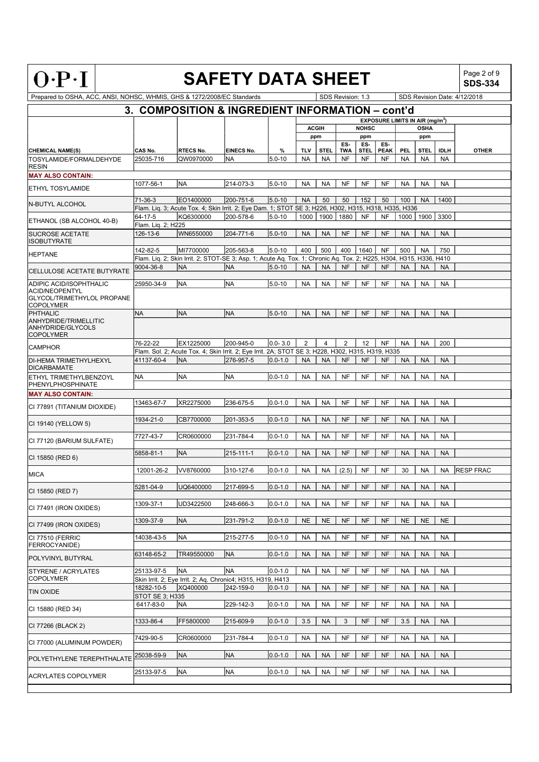# O·P·I SAFETY DATA SHEET

**SDS-334**

Prepared to OSHA, ACC, ANSI, NOHSC, WHMIS, GHS & 1272/2008/EC Standards | SDS Revision: 1.3 | SDS Revision Date: 4/12/2018

## 3. COMPOSITION & INGREDIENT INFORMATION – cont'd

| | | | | | EXPOSURE LIMITS IN AIR (mg/m³) | | | | | | | | |
|---|---|---|---|---|---|---|---|---|---|---|---|---|---|
| | | | | | ACGIH | | NOHSC | | | OSHA | | | |
| | | | | | ppm | | ppm | | | ppm | | | |
| CHEMICAL NAME(S) | CAS No. | RTECS No. | EINECS No. | % | TLV | STEL | ES-TWA | ES-STEL | ES-PEAK | PEL | STEL | IDLH | OTHER |
| TOSYLAMIDE/FORMALDEHYDE RESIN | 25035-716 | QW0970000 | NA | 5.0-10 | NA | NA | NF | NF | NF | NA | NA | NA | |
| **MAY ALSO CONTAIN:** | | | | | | | | | | | | | |
| ETHYL TOSYLAMIDE | 1077-56-1 | NA | 214-073-3 | 5.0-10 | NA | NA | NF | NF | NF | NA | NA | NA | |
| N-BUTYL ALCOHOL | 71-36-3 | EO1400000 | 200-751-6 | 5.0-10 | NA | 50 | 50 | 152 | 50 | 100 | NA | 1400 | |
| | Flam. Liq. 3; Acute Tox. 4; Skin Irrit. 2; Eye Dam. 1; STOT SE 3; H226, H302, H315, H318, H335, H336 | | | | | | | | | | | | |
| ETHANOL (SB ALCOHOL 40-B) | 64-17-5 | KQ6300000 | 200-578-6 | 5.0-10 | 1000 | 1900 | 1880 | NF | NF | 1000 | 1900 | 3300 | |
| | Flam. Liq. 2; H225 | | | | | | | | | | | | |
| SUCROSE ACETATE ISOBUTYRATE | 126-13-6 | WN6550000 | 204-771-6 | 5.0-10 | NA | NA | NF | NF | NF | NA | NA | NA | |
| HEPTANE | 142-82-5 | MI7700000 | 205-563-8 | 5.0-10 | 400 | 500 | 400 | 1640 | NF | 500 | NA | 750 | |
| | Flam. Liq. 2; Skin Irrit. 2; STOT-SE 3; Asp. 1; Acute Aq. Tox. 1; Chronic Aq. Tox. 2; H225, H304, H315, H336, H410 | | | | | | | | | | | | |
| CELLULOSE ACETATE BUTYRATE | 9004-36-8 | NA | NA | 5.0-10 | NA | NA | NF | NF | NF | NA | NA | NA | |
| ADIPIC ACID/ISOPHTHALIC ACID/NEOPENTYL GLYCOL/TRIMETHYLOL PROPANE COPOLYMER | 25950-34-9 | NA | NA | 5.0-10 | NA | NA | NF | NF | NF | NA | NA | NA | |
| PHTHALIC ANHYDRIDE/TRIMELLITIC ANHYDRIDE/GLYCOLS COPOLYMER | NA | NA | NA | 5.0-10 | NA | NA | NF | NF | NF | NA | NA | NA | |
| CAMPHOR | 76-22-22 | EX1225000 | 200-945-0 | 0.0- 3.0 | 2 | 4 | 2 | 12 | NF | NA | NA | 200 | |
| | Flam. Sol. 2; Acute Tox. 4; Skin Irrit. 2; Eye Irrit. 2A; STOT SE 3; H228, H302, H315, H319, H335 | | | | | | | | | | | | |
| DI-HEMA TRIMETHYLHEXYL DICARBAMATE | 41137-60-4 | NA | 276-957-5 | 0.0-1.0 | NA | NA | NF | NF | NF | NA | NA | NA | |
| ETHYL TRIMETHYLBENZOYL PHENYLPHOSPHINATE | NA | NA | NA | 0.0-1.0 | NA | NA | NF | NF | NF | NA | NA | NA | |
| **MAY ALSO CONTAIN:** | | | | | | | | | | | | | |
| CI 77891 (TITANIUM DIOXIDE) | 13463-67-7 | XR2275000 | 236-675-5 | 0.0-1.0 | NA | NA | NF | NF | NF | NA | NA | NA | |
| CI 19140 (YELLOW 5) | 1934-21-0 | CB7700000 | 201-353-5 | 0.0-1.0 | NA | NA | NF | NF | NF | NA | NA | NA | |
| CI 77120 (BARIUM SULFATE) | 7727-43-7 | CR0600000 | 231-784-4 | 0.0-1.0 | NA | NA | NF | NF | NF | NA | NA | NA | |
| CI 15850 (RED 6) | 5858-81-1 | NA | 215-111-1 | 0.0-1.0 | NA | NA | NF | NF | NF | NA | NA | NA | |
| MICA | 12001-26-2 | VV8760000 | 310-127-6 | 0.0-1.0 | NA | NA | (2.5) | NF | NF | 30 | NA | NA | RESP FRAC |
| CI 15850 (RED 7) | 5281-04-9 | UQ6400000 | 217-699-5 | 0.0-1.0 | NA | NA | NF | NF | NF | NA | NA | NA | |
| CI 77491 (IRON OXIDES) | 1309-37-1 | UD3422500 | 248-666-3 | 0.0-1.0 | NA | NA | NF | NF | NF | NA | NA | NA | |
| CI 77499 (IRON OXIDES) | 1309-37-9 | NA | 231-791-2 | 0.0-1.0 | NE | NE | NF | NF | NF | NE | NE | NE | |
| CI 77510 (FERRIC FERROCYANIDE) | 14038-43-5 | NA | 215-277-5 | 0.0-1.0 | NA | NA | NF | NF | NF | NA | NA | NA | |
| POLYVINYL BUTYRAL | 63148-65-2 | TR49550000 | NA | 0.0-1.0 | NA | NA | NF | NF | NF | NA | NA | NA | |
| STYRENE / ACRYLATES COPOLYMER | 25133-97-5 | NA | NA | 0.0-1.0 | NA | NA | NF | NF | NF | NA | NA | NA | |
| | Skin Irrit. 2; Eye Irrit. 2; Aq. Chronic4; H315, H319, H413 | | | | | | | | | | | | |
| TIN OXIDE | 18282-10-5 | XQ400000 | 242-159-0 | 0.0-1.0 | NA | NA | NF | NF | NF | NA | NA | NA | |
| | STOT SE 3; H335 | | | | | | | | | | | | |
| CI 15880 (RED 34) | 6417-83-0 | NA | 229-142-3 | 0.0-1.0 | NA | NA | NF | NF | NF | NA | NA | NA | |
| CI 77266 (BLACK 2) | 1333-86-4 | FF5800000 | 215-609-9 | 0.0-1.0 | 3.5 | NA | 3 | NF | NF | 3.5 | NA | NA | |
| CI 77000 (ALUMINUM POWDER) | 7429-90-5 | CR0600000 | 231-784-4 | 0.0-1.0 | NA | NA | NF | NF | NF | NA | NA | NA | |
| POLYETHYLENE TEREPHTHALATE | 25038-59-9 | NA | NA | 0.0-1.0 | NA | NA | NF | NF | NF | NA | NA | NA | |
| ACRYLATES COPOLYMER | 25133-97-5 | NA | NA | 0.0-1.0 | NA | NA | NF | NF | NF | NA | NA | NA | |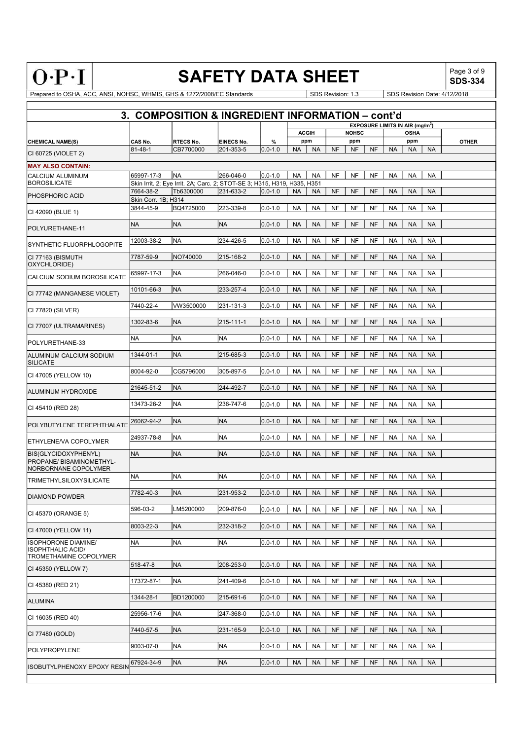# 3. COMPOSITION & INGREDIENT INFORMATION – cont'd

| CHEMICAL NAME(S) | CAS No. | RTECS No. | EINECS No. | % | EXPOSURE LIMITS IN AIR (mg/m$^3$) ACGIH ppm | | NOHSC ppm | | | OSHA ppm | | | OTHER |
|---|---|---|---|---|---|---|---|---|---|---|---|---|---|
| CI 60725 (VIOLET 2) | 81-48-1 | CB7700000 | 201-353-5 | 0.0-1.0 | NA | NA | NF | NF | NF | NA | NA | NA | |
| **MAY ALSO CONTAIN:** | | | | | | | | | | | | | |
| CALCIUM ALUMINUM BOROSILICATE | 65997-17-3 | NA | 266-046-0 | 0.0-1.0 | NA | NA | NF | NF | NF | NA | NA | NA | |
| | Skin Irrit. 2; Eye Irrit. 2A; Carc. 2; STOT-SE 3; H315, H319, H335, H351 | | | | | | | | | | | | |
| PHOSPHORIC ACID | 7664-38-2 | Tb6300000 | 231-633-2 | 0.0-1.0 | NA | NA | NF | NF | NF | NA | NA | NA | |
| | Skin Corr. 1B; H314 | | | | | | | | | | | | |
| CI 42090 (BLUE 1) | 3844-45-9 | BQ4725000 | 223-339-8 | 0.0-1.0 | NA | NA | NF | NF | NF | NA | NA | NA | |
| POLYURETHANE-11 | NA | NA | NA | 0.0-1.0 | NA | NA | NF | NF | NF | NA | NA | NA | |
| SYNTHETIC FLUORPHLOGOPITE | 12003-38-2 | NA | 234-426-5 | 0.0-1.0 | NA | NA | NF | NF | NF | NA | NA | NA | |
| CI 77163 (BISMUTH OXYCHLORIDE) | 7787-59-9 | NO740000 | 215-168-2 | 0.0-1.0 | NA | NA | NF | NF | NF | NA | NA | NA | |
| CALCIUM SODIUM BOROSILICATE | 65997-17-3 | NA | 266-046-0 | 0.0-1.0 | NA | NA | NF | NF | NF | NA | NA | NA | |
| CI 77742 (MANGANESE VIOLET) | 10101-66-3 | NA | 233-257-4 | 0.0-1.0 | NA | NA | NF | NF | NF | NA | NA | NA | |
| CI 77820 (SILVER) | 7440-22-4 | VW3500000 | 231-131-3 | 0.0-1.0 | NA | NA | NF | NF | NF | NA | NA | NA | |
| CI 77007 (ULTRAMARINES) | 1302-83-6 | NA | 215-111-1 | 0.0-1.0 | NA | NA | NF | NF | NF | NA | NA | NA | |
| POLYURETHANE-33 | NA | NA | NA | 0.0-1.0 | NA | NA | NF | NF | NF | NA | NA | NA | |
| ALUMINUM CALCIUM SODIUM SILICATE | 1344-01-1 | NA | 215-685-3 | 0.0-1.0 | NA | NA | NF | NF | NF | NA | NA | NA | |
| CI 47005 (YELLOW 10) | 8004-92-0 | CG5796000 | 305-897-5 | 0.0-1.0 | NA | NA | NF | NF | NF | NA | NA | NA | |
| ALUMINUM HYDROXIDE | 21645-51-2 | NA | 244-492-7 | 0.0-1.0 | NA | NA | NF | NF | NF | NA | NA | NA | |
| CI 45410 (RED 28) | 13473-26-2 | NA | 236-747-6 | 0.0-1.0 | NA | NA | NF | NF | NF | NA | NA | NA | |
| POLYBUTYLENE TEREPHTHALATE | 26062-94-2 | NA | NA | 0.0-1.0 | NA | NA | NF | NF | NF | NA | NA | NA | |
| ETHYLENE/VA COPOLYMER | 24937-78-8 | NA | NA | 0.0-1.0 | NA | NA | NF | NF | NF | NA | NA | NA | |
| BIS(GLYCIDOXYPHENYL) PROPANE/ BISAMINOMETHYL-NORBORNANE COPOLYMER | NA | NA | NA | 0.0-1.0 | NA | NA | NF | NF | NF | NA | NA | NA | |
| TRIMETHYLSILOXYSILICATE | NA | NA | NA | 0.0-1.0 | NA | NA | NF | NF | NF | NA | NA | NA | |
| DIAMOND POWDER | 7782-40-3 | NA | 231-953-2 | 0.0-1.0 | NA | NA | NF | NF | NF | NA | NA | NA | |
| CI 45370 (ORANGE 5) | 596-03-2 | LM5200000 | 209-876-0 | 0.0-1.0 | NA | NA | NF | NF | NF | NA | NA | NA | |
| CI 47000 (YELLOW 11) | 8003-22-3 | NA | 232-318-2 | 0.0-1.0 | NA | NA | NF | NF | NF | NA | NA | NA | |
| ISOPHORONE DIAMINE/ ISOPHTHALIC ACID/ TROMETHAMINE COPOLYMER | NA | NA | NA | 0.0-1.0 | NA | NA | NF | NF | NF | NA | NA | NA | |
| CI 45350 (YELLOW 7) | 518-47-8 | NA | 208-253-0 | 0.0-1.0 | NA | NA | NF | NF | NF | NA | NA | NA | |
| CI 45380 (RED 21) | 17372-87-1 | NA | 241-409-6 | 0.0-1.0 | NA | NA | NF | NF | NF | NA | NA | NA | |
| ALUMINA | 1344-28-1 | BD1200000 | 215-691-6 | 0.0-1.0 | NA | NA | NF | NF | NF | NA | NA | NA | |
| CI 16035 (RED 40) | 25956-17-6 | NA | 247-368-0 | 0.0-1.0 | NA | NA | NF | NF | NF | NA | NA | NA | |
| CI 77480 (GOLD) | 7440-57-5 | NA | 231-165-9 | 0.0-1.0 | NA | NA | NF | NF | NF | NA | NA | NA | |
| POLYPROPYLENE | 9003-07-0 | NA | NA | 0.0-1.0 | NA | NA | NF | NF | NF | NA | NA | NA | |
| ISOBUTYLPHENOXY EPOXY RESIN | 67924-34-9 | NA | NA | 0.0-1.0 | NA | NA | NF | NF | NF | NA | NA | NA | |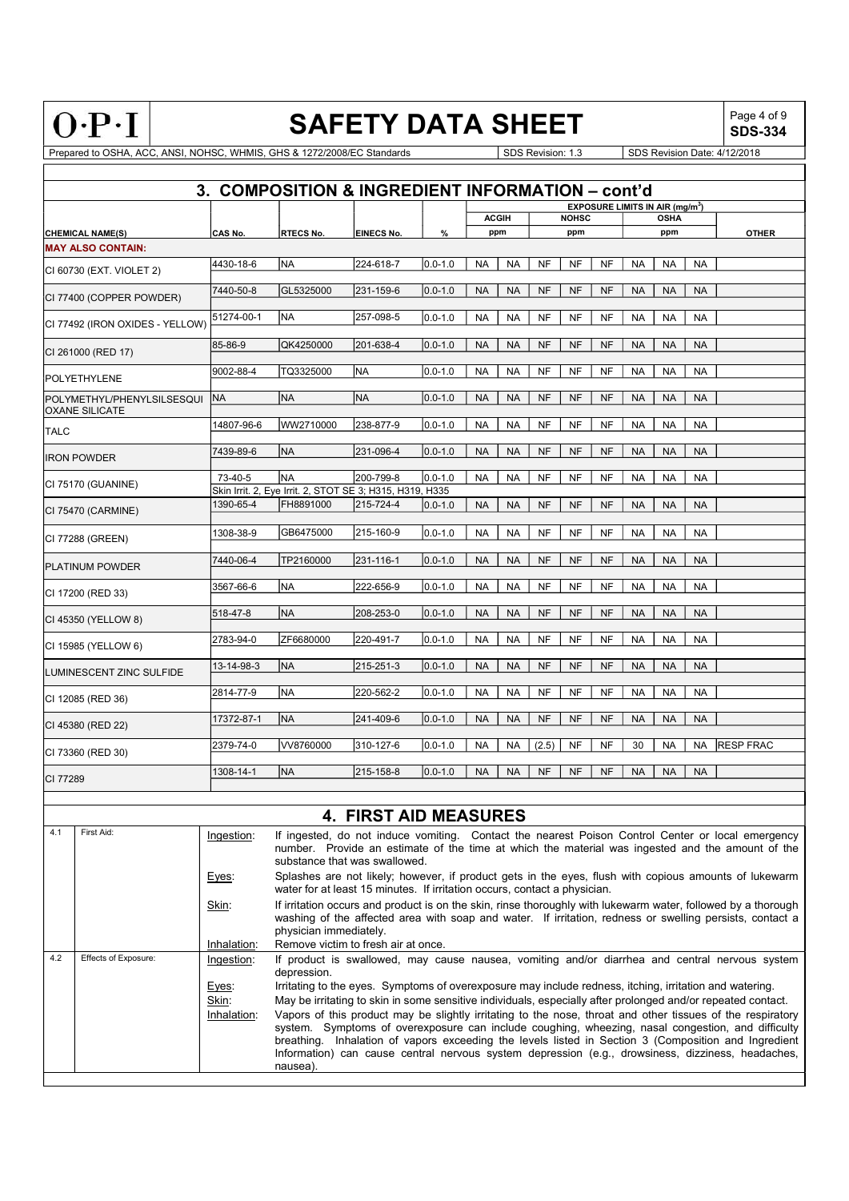# 3. COMPOSITION & INGREDIENT INFORMATION – cont'd

| CHEMICAL NAME(S) | CAS No. | RTECS No. | EINECS No. | % | EXPOSURE LIMITS IN AIR ($mg/m^3$) | | | | | | | | | |
|---|---|---|---|---|---|---|---|---|---|---|---|---|---|---|
| | | | | | ACGIH | | NOHSC | | | OSHA | | | OTHER |
| | | | | | ppm | | ppm | | | ppm | | | |
| **MAY ALSO CONTAIN:** | | | | | | | | | | | | | |
| CI 60730 (EXT. VIOLET 2) | 4430-18-6 | NA | 224-618-7 | 0.0-1.0 | NA | NA | NF | NF | NF | NA | NA | NA | |
| CI 77400 (COPPER POWDER) | 7440-50-8 | GL5325000 | 231-159-6 | 0.0-1.0 | NA | NA | NF | NF | NF | NA | NA | NA | |
| CI 77492 (IRON OXIDES - YELLOW) | 51274-00-1 | NA | 257-098-5 | 0.0-1.0 | NA | NA | NF | NF | NF | NA | NA | NA | |
| CI 261000 (RED 17) | 85-86-9 | QK4250000 | 201-638-4 | 0.0-1.0 | NA | NA | NF | NF | NF | NA | NA | NA | |
| POLYETHYLENE | 9002-88-4 | TQ3325000 | NA | 0.0-1.0 | NA | NA | NF | NF | NF | NA | NA | NA | |
| POLYMETHYL/PHENYLSILSESQUIOXANE SILICATE | NA | NA | NA | 0.0-1.0 | NA | NA | NF | NF | NF | NA | NA | NA | |
| TALC | 14807-96-6 | WW2710000 | 238-877-9 | 0.0-1.0 | NA | NA | NF | NF | NF | NA | NA | NA | |
| IRON POWDER | 7439-89-6 | NA | 231-096-4 | 0.0-1.0 | NA | NA | NF | NF | NF | NA | NA | NA | |
| CI 75170 (GUANINE) | 73-40-5 | NA | 200-799-8 | 0.0-1.0 | NA | NA | NF | NF | NF | NA | NA | NA | |
| | Skin Irrit. 2, Eye Irrit. 2, STOT SE 3; H315, H319, H335 | | | | | | | | | | | | |
| CI 75470 (CARMINE) | 1390-65-4 | FH8891000 | 215-724-4 | 0.0-1.0 | NA | NA | NF | NF | NF | NA | NA | NA | |
| CI 77288 (GREEN) | 1308-38-9 | GB6475000 | 215-160-9 | 0.0-1.0 | NA | NA | NF | NF | NF | NA | NA | NA | |
| PLATINUM POWDER | 7440-06-4 | TP2160000 | 231-116-1 | 0.0-1.0 | NA | NA | NF | NF | NF | NA | NA | NA | |
| CI 17200 (RED 33) | 3567-66-6 | NA | 222-656-9 | 0.0-1.0 | NA | NA | NF | NF | NF | NA | NA | NA | |
| CI 45350 (YELLOW 8) | 518-47-8 | NA | 208-253-0 | 0.0-1.0 | NA | NA | NF | NF | NF | NA | NA | NA | |
| CI 15985 (YELLOW 6) | 2783-94-0 | ZF6680000 | 220-491-7 | 0.0-1.0 | NA | NA | NF | NF | NF | NA | NA | NA | |
| LUMINESCENT ZINC SULFIDE | 13-14-98-3 | NA | 215-251-3 | 0.0-1.0 | NA | NA | NF | NF | NF | NA | NA | NA | |
| CI 12085 (RED 36) | 2814-77-9 | NA | 220-562-2 | 0.0-1.0 | NA | NA | NF | NF | NF | NA | NA | NA | |
| CI 45380 (RED 22) | 17372-87-1 | NA | 241-409-6 | 0.0-1.0 | NA | NA | NF | NF | NF | NA | NA | NA | |
| CI 73360 (RED 30) | 2379-74-0 | VV8760000 | 310-127-6 | 0.0-1.0 | NA | NA | (2.5) | NF | NF | 30 | NA | NA | RESP FRAC |
| CI 77289 | 1308-14-1 | NA | 215-158-8 | 0.0-1.0 | NA | NA | NF | NF | NF | NA | NA | NA | |

# 4. FIRST AID MEASURES

| | | | |
|---|---|---|---|
| 4.1 | First Aid: | Ingestion: | If ingested, do not induce vomiting. Contact the nearest Poison Control Center or local emergency number. Provide an estimate of the time at which the material was ingested and the amount of the substance that was swallowed. |
| | | Eyes: | Splashes are not likely; however, if product gets in the eyes, flush with copious amounts of lukewarm water for at least 15 minutes. If irritation occurs, contact a physician. |
| | | Skin: | If irritation occurs and product is on the skin, rinse thoroughly with lukewarm water, followed by a thorough washing of the affected area with soap and water. If irritation, redness or swelling persists, contact a physician immediately. |
| | | Inhalation: | Remove victim to fresh air at once. |
| 4.2 | Effects of Exposure: | Ingestion: | If product is swallowed, may cause nausea, vomiting and/or diarrhea and central nervous system depression. |
| | | Eyes: | Irritating to the eyes. Symptoms of overexposure may include redness, itching, irritation and watering. |
| | | Skin: | May be irritating to skin in some sensitive individuals, especially after prolonged and/or repeated contact. |
| | | Inhalation: | Vapors of this product may be slightly irritating to the nose, throat and other tissues of the respiratory system. Symptoms of overexposure can include coughing, wheezing, nasal congestion, and difficulty breathing. Inhalation of vapors exceeding the levels listed in Section 3 (Composition and Ingredient Information) can cause central nervous system depression (e.g., drowsiness, dizziness, headaches, nausea). |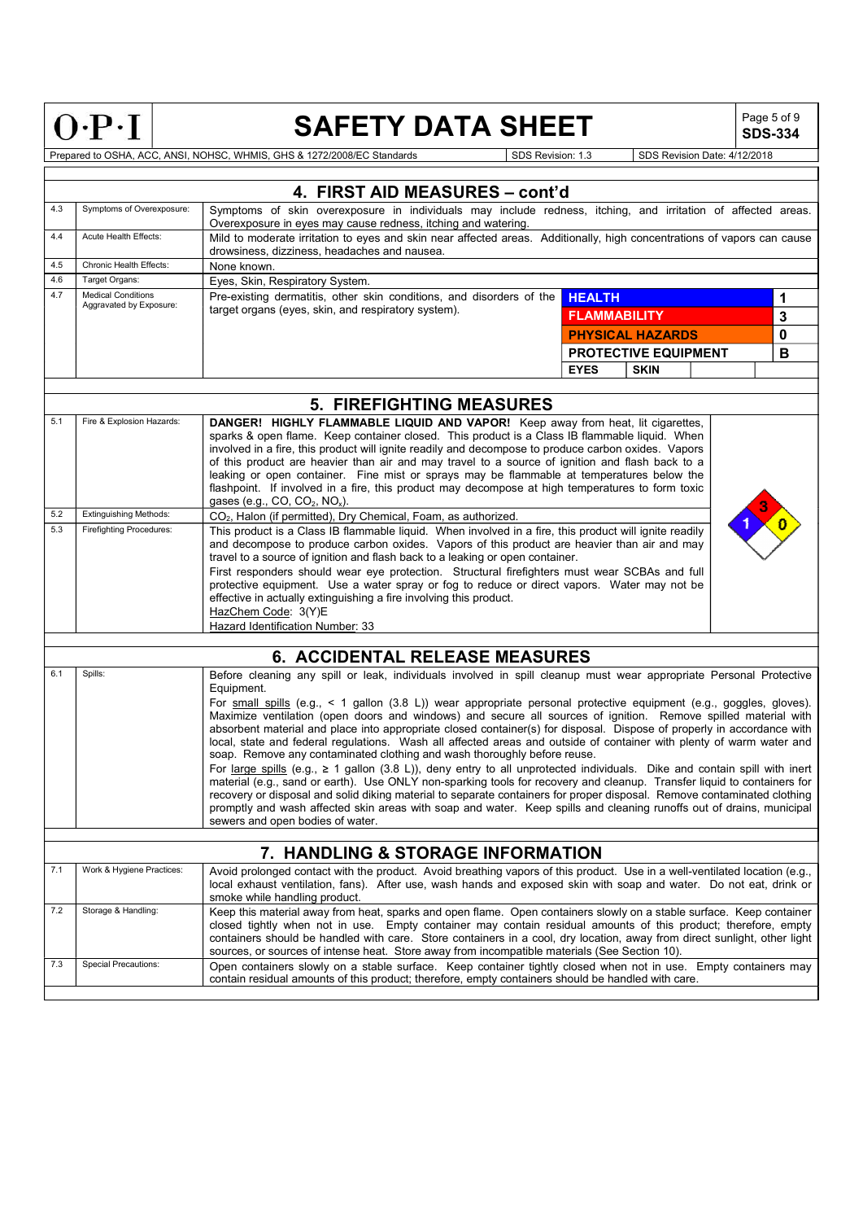## 4. FIRST AID MEASURES – cont'd

| | | |
|---|---|---|
| 4.3 | Symptoms of Overexposure: | Symptoms of skin overexposure in individuals may include redness, itching, and irritation of affected areas. Overexposure in eyes may cause redness, itching and watering. |
| 4.4 | Acute Health Effects: | Mild to moderate irritation to eyes and skin near affected areas. Additionally, high concentrations of vapors can cause drowsiness, dizziness, headaches and nausea. |
| 4.5 | Chronic Health Effects: | None known. |
| 4.6 | Target Organs: | Eyes, Skin, Respiratory System. |
| 4.7 | Medical Conditions Aggravated by Exposure: | Pre-existing dermatitis, other skin conditions, and disorders of the target organs (eyes, skin, and respiratory system). |

| | | |
|---|---|---|
| **HEALTH** | | **1** |
| **FLAMMABILITY** | | **3** |
| **PHYSICAL HAZARDS** | | **0** |
| **PROTECTIVE EQUIPMENT** | | **B** |
| **EYES** | **SKIN** | |

## 5. FIREFIGHTING MEASURES

| | | |
|---|---|---|
| 5.1 | Fire & Explosion Hazards: | **DANGER! HIGHLY FLAMMABLE LIQUID AND VAPOR!** Keep away from heat, lit cigarettes, sparks & open flame. Keep container closed. This product is a Class IB flammable liquid. When involved in a fire, this product will ignite readily and decompose to produce carbon oxides. Vapors of this product are heavier than air and may travel to a source of ignition and flash back to a leaking or open container. Fine mist or sprays may be flammable at temperatures below the flashpoint. If involved in a fire, this product may decompose at high temperatures to form toxic gases (e.g., CO, $CO_2$, $NO_x$). |
| 5.2 | Extinguishing Methods: | $CO_2$, Halon (if permitted), Dry Chemical, Foam, as authorized. |
| 5.3 | Firefighting Procedures: | This product is a Class IB flammable liquid. When involved in a fire, this product will ignite readily and decompose to produce carbon oxides. Vapors of this product are heavier than air and may travel to a source of ignition and flash back to a leaking or open container. First responders should wear eye protection. Structural firefighters must wear SCBAs and full protective equipment. Use a water spray or fog to reduce or direct vapors. Water may not be effective in actually extinguishing a fire involving this product. HazChem Code: 3(Y)E Hazard Identification Number: 33 |

NFPA: Health 1, Flammability 3, Instability 0

## 6. ACCIDENTAL RELEASE MEASURES

| | | |
|---|---|---|
| 6.1 | Spills: | Before cleaning any spill or leak, individuals involved in spill cleanup must wear appropriate Personal Protective Equipment. For small spills (e.g., < 1 gallon (3.8 L)) wear appropriate personal protective equipment (e.g., goggles, gloves). Maximize ventilation (open doors and windows) and secure all sources of ignition. Remove spilled material with absorbent material and place into appropriate closed container(s) for disposal. Dispose of properly in accordance with local, state and federal regulations. Wash all affected areas and outside of container with plenty of warm water and soap. Remove any contaminated clothing and wash thoroughly before reuse. For large spills (e.g., ≥ 1 gallon (3.8 L)), deny entry to all unprotected individuals. Dike and contain spill with inert material (e.g., sand or earth). Use ONLY non-sparking tools for recovery and cleanup. Transfer liquid to containers for recovery or disposal and solid diking material to separate containers for proper disposal. Remove contaminated clothing promptly and wash affected skin areas with soap and water. Keep spills and cleaning runoffs out of drains, municipal sewers and open bodies of water. |

## 7. HANDLING & STORAGE INFORMATION

| | | |
|---|---|---|
| 7.1 | Work & Hygiene Practices: | Avoid prolonged contact with the product. Avoid breathing vapors of this product. Use in a well-ventilated location (e.g., local exhaust ventilation, fans). After use, wash hands and exposed skin with soap and water. Do not eat, drink or smoke while handling product. |
| 7.2 | Storage & Handling: | Keep this material away from heat, sparks and open flame. Open containers slowly on a stable surface. Keep container closed tightly when not in use. Empty container may contain residual amounts of this product; therefore, empty containers should be handled with care. Store containers in a cool, dry location, away from direct sunlight, other light sources, or sources of intense heat. Store away from incompatible materials (See Section 10). |
| 7.3 | Special Precautions: | Open containers slowly on a stable surface. Keep container tightly closed when not in use. Empty containers may contain residual amounts of this product; therefore, empty containers should be handled with care. |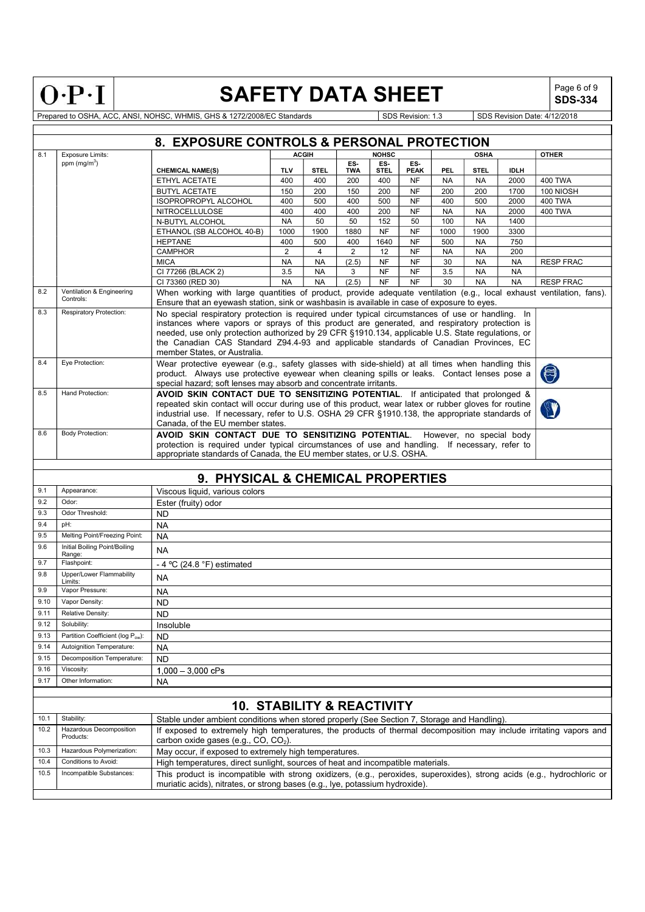## 8. EXPOSURE CONTROLS & PERSONAL PROTECTION

| | | | ACGIH | | NOHSC | | | OSHA | | | OTHER |
|---|---|---|---|---|---|---|---|---|---|---|---|
| 8.1 | Exposure Limits: ppm (mg/m$^3$) | CHEMICAL NAME(S) | TLV | STEL | ES-TWA | ES-STEL | ES-PEAK | PEL | STEL | IDLH | |
| | | ETHYL ACETATE | 400 | 400 | 200 | 400 | NF | NA | NA | 2000 | 400 TWA |
| | | BUTYL ACETATE | 150 | 200 | 150 | 200 | NF | 200 | 200 | 1700 | 100 NIOSH |
| | | ISOPROPROPYL ALCOHOL | 400 | 500 | 400 | 500 | NF | 400 | 500 | 2000 | 400 TWA |
| | | NITROCELLULOSE | 400 | 400 | 400 | 200 | NF | NA | NA | 2000 | 400 TWA |
| | | N-BUTYL ALCOHOL | NA | 50 | 50 | 152 | 50 | 100 | NA | 1400 | |
| | | ETHANOL (SB ALCOHOL 40-B) | 1000 | 1900 | 1880 | NF | NF | 1000 | 1900 | 3300 | |
| | | HEPTANE | 400 | 500 | 400 | 1640 | NF | 500 | NA | 750 | |
| | | CAMPHOR | 2 | 4 | 2 | 12 | NF | NA | NA | 200 | |
| | | MICA | NA | NA | (2.5) | NF | NF | 30 | NA | NA | RESP FRAC |
| | | CI 77266 (BLACK 2) | 3.5 | NA | 3 | NF | NF | 3.5 | NA | NA | |
| | | CI 73360 (RED 30) | NA | NA | (2.5) | NF | NF | 30 | NA | NA | RESP FRAC |

| | | |
|---|---|---|
| 8.2 | Ventilation & Engineering Controls: | When working with large quantities of product, provide adequate ventilation (e.g., local exhaust ventilation, fans). Ensure that an eyewash station, sink or washbasin is available in case of exposure to eyes. |
| 8.3 | Respiratory Protection: | No special respiratory protection is required under typical circumstances of use or handling. In instances where vapors or sprays of this product are generated, and respiratory protection is needed, use only protection authorized by 29 CFR §1910.134, applicable U.S. State regulations, or the Canadian CAS Standard Z94.4-93 and applicable standards of Canadian Provinces, EC member States, or Australia. |
| 8.4 | Eye Protection: | Wear protective eyewear (e.g., safety glasses with side-shield) at all times when handling this product. Always use protective eyewear when cleaning spills or leaks. Contact lenses pose a special hazard; soft lenses may absorb and concentrate irritants. |
| 8.5 | Hand Protection: | **AVOID SKIN CONTACT DUE TO SENSITIZING POTENTIAL**. If anticipated that prolonged & repeated skin contact will occur during use of this product, wear latex or rubber gloves for routine industrial use. If necessary, refer to U.S. OSHA 29 CFR §1910.138, the appropriate standards of Canada, of the EU member states. |
| 8.6 | Body Protection: | **AVOID SKIN CONTACT DUE TO SENSITIZING POTENTIAL**. However, no special body protection is required under typical circumstances of use and handling. If necessary, refer to appropriate standards of Canada, the EU member states, or U.S. OSHA. |

## 9. PHYSICAL & CHEMICAL PROPERTIES

| | | |
|---|---|---|
| 9.1 | Appearance: | Viscous liquid, various colors |
| 9.2 | Odor: | Ester (fruity) odor |
| 9.3 | Odor Threshold: | ND |
| 9.4 | pH: | NA |
| 9.5 | Melting Point/Freezing Point: | NA |
| 9.6 | Initial Boiling Point/Boiling Range: | NA |
| 9.7 | Flashpoint: | - 4 ºC (24.8 °F) estimated |
| 9.8 | Upper/Lower Flammability Limits: | NA |
| 9.9 | Vapor Pressure: | NA |
| 9.10 | Vapor Density: | ND |
| 9.11 | Relative Density: | ND |
| 9.12 | Solubility: | Insoluble |
| 9.13 | Partition Coefficient (log $P_{ow}$): | ND |
| 9.14 | Autoignition Temperature: | NA |
| 9.15 | Decomposition Temperature: | ND |
| 9.16 | Viscosity: | 1,000 – 3,000 cPs |
| 9.17 | Other Information: | NA |

## 10. STABILITY & REACTIVITY

| | | |
|---|---|---|
| 10.1 | Stability: | Stable under ambient conditions when stored properly (See Section 7, Storage and Handling). |
| 10.2 | Hazardous Decomposition Products: | If exposed to extremely high temperatures, the products of thermal decomposition may include irritating vapors and carbon oxide gases (e.g., CO, $CO_2$). |
| 10.3 | Hazardous Polymerization: | May occur, if exposed to extremely high temperatures. |
| 10.4 | Conditions to Avoid: | High temperatures, direct sunlight, sources of heat and incompatible materials. |
| 10.5 | Incompatible Substances: | This product is incompatible with strong oxidizers, (e.g., peroxides, superoxides), strong acids (e.g., hydrochloric or muriatic acids), nitrates, or strong bases (e.g., lye, potassium hydroxide). |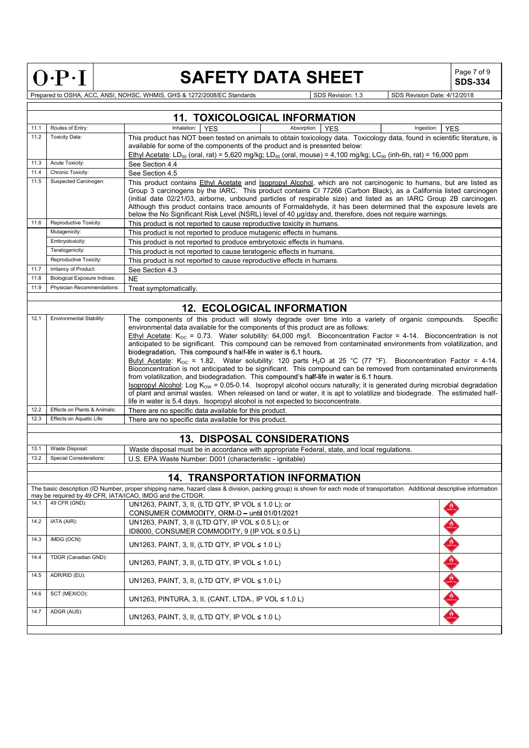## 11. TOXICOLOGICAL INFORMATION

| | | |
|---|---|---|
| 11.1 | Routes of Entry: | Inhalation: YES / Absorption: YES / Ingestion: YES |
| 11.2 | Toxicity Data: | This product has NOT been tested on animals to obtain toxicology data. Toxicology data, found in scientific literature, is available for some of the components of the product and is presented below: Ethyl Acetate: $LD_{50}$ (oral, rat) = 5,620 mg/kg; $LD_{50}$ (oral, mouse) = 4,100 mg/kg; $LC_{50}$ (inh-6h, rat) = 16,000 ppm |
| 11.3 | Acute Toxicity: | See Section 4.4 |
| 11.4 | Chronic Toxicity: | See Section 4.5 |
| 11.5 | Suspected Carcinogen: | This product contains Ethyl Acetate and Isopropyl Alcohol, which are not carcinogenic to humans, but are listed as Group 3 carcinogens by the IARC. This product contains CI 77266 (Carbon Black), as a California listed carcinogen (initial date 02/21/03, airborne, unbound particles of respirable size) and listed as an IARC Group 2B carcinogen. Although this product contains trace amounts of Formaldehyde, it has been determined that the exposure levels are below the No Significant Risk Level (NSRL) level of 40 µg/day and, therefore, does not require warnings. |
| 11.6 | Reproductive Toxicity: | This product is not reported to cause reproductive toxicity in humans. |
| | Mutagenicity: | This product is not reported to produce mutagenic effects in humans. |
| | Embryotoxicity: | This product is not reported to produce embryotoxic effects in humans. |
| | Teratogenicity: | This product is not reported to cause teratogenic effects in humans. |
| | Reproductive Toxicity: | This product is not reported to cause reproductive effects in humans. |
| 11.7 | Irritancy of Product: | See Section 4.3 |
| 11.8 | Biological Exposure Indices: | NE |
| 11.9 | Physician Recommendations: | Treat symptomatically. |

## 12. ECOLOGICAL INFORMATION

| | | |
|---|---|---|
| 12.1 | Environmental Stability: | The components of this product will slowly degrade over time into a variety of organic compounds. Specific environmental data available for the components of this product are as follows: Ethyl Acetate: $K_{OC}$ = 0.73. Water solubility: 64,000 mg/l. Bioconcentration Factor = 4-14. Bioconcentration is not anticipated to be significant. This compound can be removed from contaminated environments from volatilization, and biodegradation. This compound's half-life in water is 6.1 hours. Butyl Acetate: $K_{OC}$ = 1.82. Water solubility: 120 parts $H_2O$ at 25 °C (77 °F). Bioconcentration Factor = 4-14. Bioconcentration is not anticipated to be significant. This compound can be removed from contaminated environments from volatilization, and biodegradation. This compound's half-life in water is 6.1 hours. Isopropyl Alcohol: Log $K_{OW}$ = 0.05-0.14. Isopropyl alcohol occurs naturally; it is generated during microbial degradation of plant and animal wastes. When released on land or water, it is apt to volatilize and biodegrade. The estimated half-life in water is 5.4 days. Isopropyl alcohol is not expected to bioconcentrate. |
| 12.2 | Effects on Plants & Animals: | There are no specific data available for this product. |
| 12.3 | Effects on Aquatic Life: | There are no specific data available for this product. |

## 13. DISPOSAL CONSIDERATIONS

| | | |
|---|---|---|
| 13.1 | Waste Disposal: | Waste disposal must be in accordance with appropriate Federal, state, and local regulations. |
| 13.2 | Special Considerations: | U.S. EPA Waste Number: D001 (characteristic - ignitable) |

## 14. TRANSPORTATION INFORMATION

The basic description (ID Number, proper shipping name, hazard class & division, packing group) is shown for each mode of transportation. Additional descriptive information may be required by 49 CFR, IATA/ICAO, IMDG and the CTDGR.

| | | |
|---|---|---|
| 14.1 | 49 CFR (GND): | UN1263, PAINT, 3, II, (LTD QTY, IP VOL ≤ 1.0 L); or CONSUMER COMMODITY, ORM-D – until 01/01/2021 |
| 14.2 | IATA (AIR): | UN1263, PAINT, 3, II (LTD QTY, IP VOL ≤ 0.5 L); or ID8000, CONSUMER COMMODITY, 9 (IP VOL ≤ 0.5 L) |
| 14.3 | IMDG (OCN): | UN1263, PAINT, 3, II, (LTD QTY, IP VOL ≤ 1.0 L) |
| 14.4 | TDGR (Canadian GND): | UN1263, PAINT, 3, II, (LTD QTY, IP VOL ≤ 1.0 L) |
| 14.5 | ADR/RID (EU): | UN1263, PAINT, 3, II, (LTD QTY, IP VOL ≤ 1.0 L) |
| 14.6 | SCT (MEXICO): | UN1263, PINTURA, 3, II, (CANT. LTDA., IP VOL ≤ 1.0 L) |
| 14.7 | ADGR (AUS): | UN1263, PAINT, 3, II, (LTD QTY, IP VOL ≤ 1.0 L) |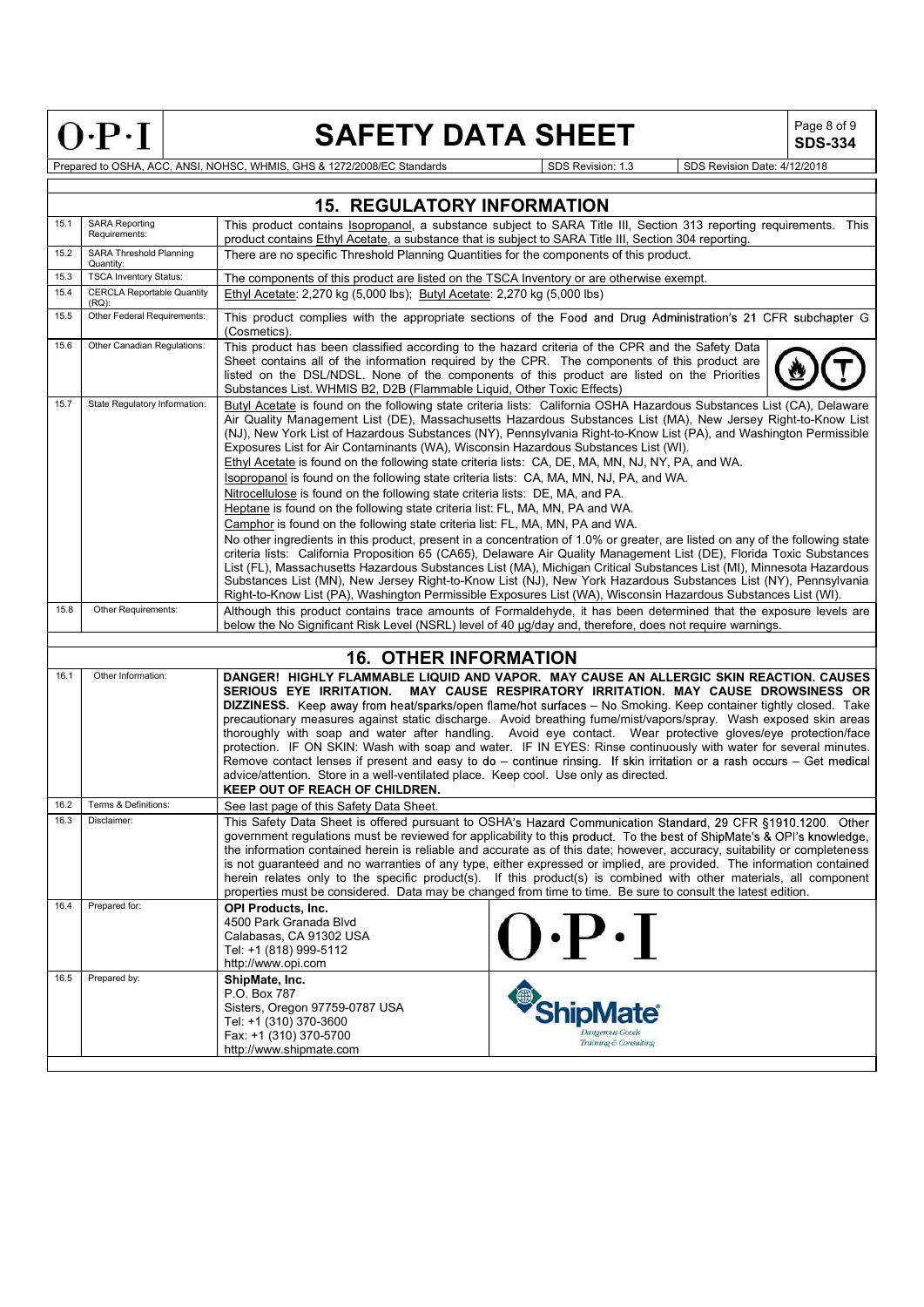## 15. REGULATORY INFORMATION

| | | |
|---|---|---|
| 15.1 | SARA Reporting Requirements: | This product contains Isopropanol, a substance subject to SARA Title III, Section 313 reporting requirements. This product contains Ethyl Acetate, a substance that is subject to SARA Title III, Section 304 reporting. |
| 15.2 | SARA Threshold Planning Quantity: | There are no specific Threshold Planning Quantities for the components of this product. |
| 15.3 | TSCA Inventory Status: | The components of this product are listed on the TSCA Inventory or are otherwise exempt. |
| 15.4 | CERCLA Reportable Quantity (RQ): | Ethyl Acetate: 2,270 kg (5,000 lbs); Butyl Acetate: 2,270 kg (5,000 lbs) |
| 15.5 | Other Federal Requirements: | This product complies with the appropriate sections of the Food and Drug Administration's 21 CFR subchapter G (Cosmetics). |
| 15.6 | Other Canadian Regulations: | This product has been classified according to the hazard criteria of the CPR and the Safety Data Sheet contains all of the information required by the CPR. The components of this product are listed on the DSL/NDSL. None of the components of this product are listed on the Priorities Substances List. WHMIS B2, D2B (Flammable Liquid, Other Toxic Effects) |
| 15.7 | State Regulatory Information: | Butyl Acetate is found on the following state criteria lists: California OSHA Hazardous Substances List (CA), Delaware Air Quality Management List (DE), Massachusetts Hazardous Substances List (MA), New Jersey Right-to-Know List (NJ), New York List of Hazardous Substances (NY), Pennsylvania Right-to-Know List (PA), and Washington Permissible Exposures List for Air Contaminants (WA), Wisconsin Hazardous Substances List (WI).<br>Ethyl Acetate is found on the following state criteria lists: CA, DE, MA, MN, NJ, NY, PA, and WA.<br>Isopropanol is found on the following state criteria lists: CA, MA, MN, NJ, PA, and WA.<br>Nitrocellulose is found on the following state criteria lists: DE, MA, and PA.<br>Heptane is found on the following state criteria list: FL, MA, MN, PA and WA.<br>Camphor is found on the following state criteria list: FL, MA, MN, PA and WA.<br>No other ingredients in this product, present in a concentration of 1.0% or greater, are listed on any of the following state criteria lists: California Proposition 65 (CA65), Delaware Air Quality Management List (DE), Florida Toxic Substances List (FL), Massachusetts Hazardous Substances List (MA), Michigan Critical Substances List (MI), Minnesota Hazardous Substances List (MN), New Jersey Right-to-Know List (NJ), New York Hazardous Substances List (NY), Pennsylvania Right-to-Know List (PA), Washington Permissible Exposures List (WA), Wisconsin Hazardous Substances List (WI). |
| 15.8 | Other Requirements: | Although this product contains trace amounts of Formaldehyde, it has been determined that the exposure levels are below the No Significant Risk Level (NSRL) level of 40 µg/day and, therefore, does not require warnings. |

## 16. OTHER INFORMATION

| | | |
|---|---|---|
| 16.1 | Other Information: | **DANGER! HIGHLY FLAMMABLE LIQUID AND VAPOR. MAY CAUSE AN ALLERGIC SKIN REACTION. CAUSES SERIOUS EYE IRRITATION. MAY CAUSE RESPIRATORY IRRITATION. MAY CAUSE DROWSINESS OR DIZZINESS.** Keep away from heat/sparks/open flame/hot surfaces – No Smoking. Keep container tightly closed. Take precautionary measures against static discharge. Avoid breathing fume/mist/vapors/spray. Wash exposed skin areas thoroughly with soap and water after handling. Avoid eye contact. Wear protective gloves/eye protection/face protection. IF ON SKIN: Wash with soap and water. IF IN EYES: Rinse continuously with water for several minutes. Remove contact lenses if present and easy to do – continue rinsing. If skin irritation or a rash occurs – Get medical advice/attention. Store in a well-ventilated place. Keep cool. Use only as directed.<br>**KEEP OUT OF REACH OF CHILDREN.** |
| 16.2 | Terms & Definitions: | See last page of this Safety Data Sheet. |
| 16.3 | Disclaimer: | This Safety Data Sheet is offered pursuant to OSHA's Hazard Communication Standard, 29 CFR §1910.1200. Other government regulations must be reviewed for applicability to this product. To the best of ShipMate's & OPI's knowledge, the information contained herein is reliable and accurate as of this date; however, accuracy, suitability or completeness is not guaranteed and no warranties of any type, either expressed or implied, are provided. The information contained herein relates only to the specific product(s). If this product(s) is combined with other materials, all component properties must be considered. Data may be changed from time to time. Be sure to consult the latest edition. |
| 16.4 | Prepared for: | **OPI Products, Inc.**<br>4500 Park Granada Blvd<br>Calabasas, CA 91302 USA<br>Tel: +1 (818) 999-5112<br>http://www.opi.com |
| 16.5 | Prepared by: | **ShipMate, Inc.**<br>P.O. Box 787<br>Sisters, Oregon 97759-0787 USA<br>Tel: +1 (310) 370-3600<br>Fax: +1 (310) 370-5700<br>http://www.shipmate.com |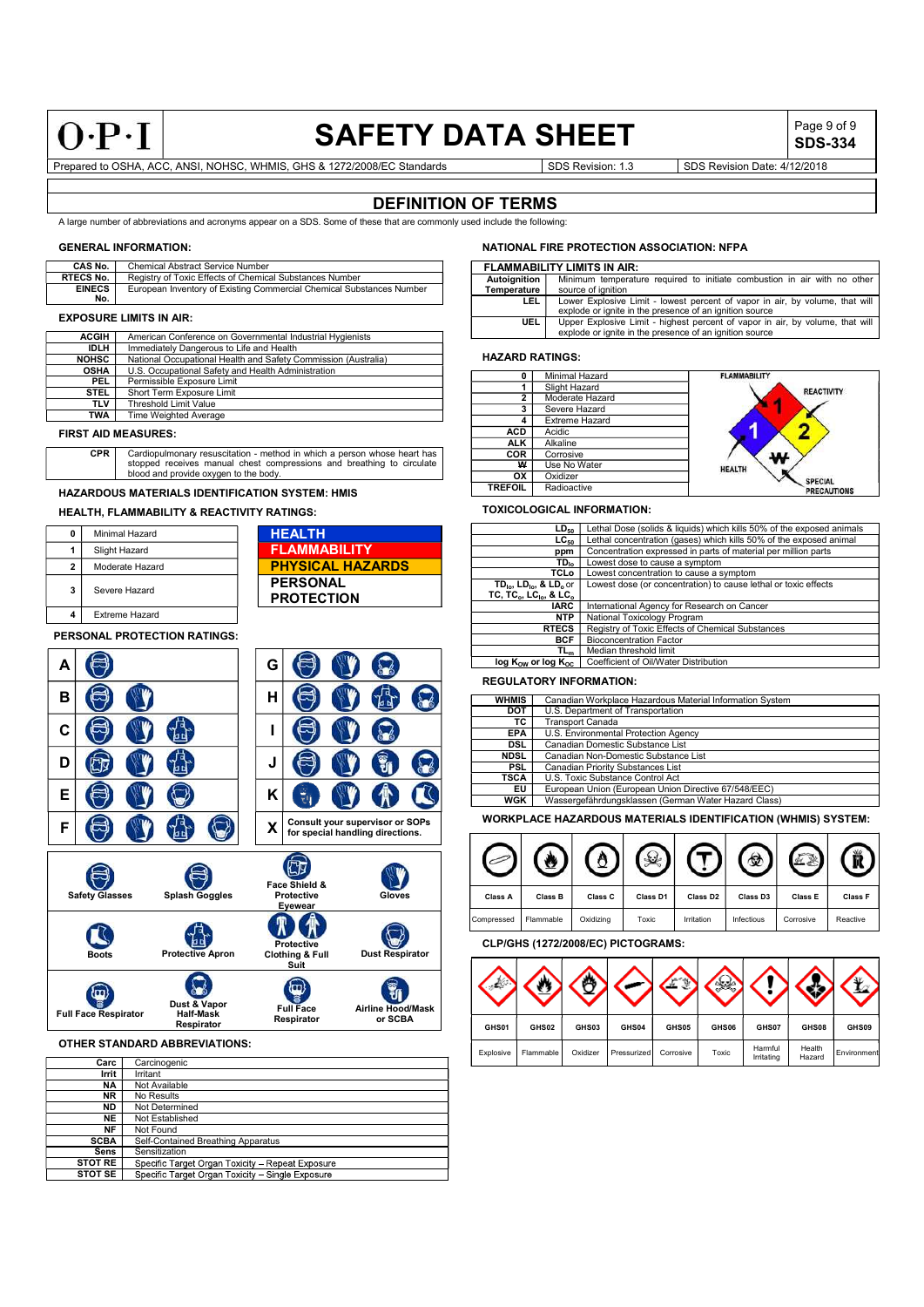# DEFINITION OF TERMS

A large number of abbreviations and acronyms appear on a SDS. Some of these that are commonly used include the following:

### GENERAL INFORMATION:

| | |
|---|---|
| CAS No. | Chemical Abstract Service Number |
| RTECS No. | Registry of Toxic Effects of Chemical Substances Number |
| EINECS No. | European Inventory of Existing Commercial Chemical Substances Number |

### EXPOSURE LIMITS IN AIR:

| | |
|---|---|
| ACGIH | American Conference on Governmental Industrial Hygienists |
| IDLH | Immediately Dangerous to Life and Health |
| NOHSC | National Occupational Health and Safety Commission (Australia) |
| OSHA | U.S. Occupational Safety and Health Administration |
| PEL | Permissible Exposure Limit |
| STEL | Short Term Exposure Limit |
| TLV | Threshold Limit Value |
| TWA | Time Weighted Average |

### FIRST AID MEASURES:

| | |
|---|---|
| CPR | Cardiopulmonary resuscitation - method in which a person whose heart has stopped receives manual chest compressions and breathing to circulate blood and provide oxygen to the body. |

### HAZARDOUS MATERIALS IDENTIFICATION SYSTEM: HMIS

### HEALTH, FLAMMABILITY & REACTIVITY RATINGS:

| | |
|---|---|
| 0 | Minimal Hazard |
| 1 | Slight Hazard |
| 2 | Moderate Hazard |
| 3 | Severe Hazard |
| 4 | Extreme Hazard |

HEALTH
FLAMMABILITY
PHYSICAL HAZARDS
PERSONAL PROTECTION

### PERSONAL PROTECTION RATINGS:

A
B
C
D
E
F
G
H
I
J
K
X Consult your supervisor or SOPs for special handling directions.

Safety Glasses
Splash Goggles
Face Shield & Protective Eyewear
Gloves
Boots
Protective Apron
Protective Clothing & Full Suit
Dust Respirator
Full Face Respirator
Dust & Vapor Half-Mask Respirator
Full Face Respirator
Airline Hood/Mask or SCBA

### OTHER STANDARD ABBREVIATIONS:

| | |
|---|---|
| Carc | Carcinogenic |
| Irrit | Irritant |
| NA | Not Available |
| NR | No Results |
| ND | Not Determined |
| NE | Not Established |
| NF | Not Found |
| SCBA | Self-Contained Breathing Apparatus |
| Sens | Sensitization |
| STOT RE | Specific Target Organ Toxicity – Repeat Exposure |
| STOT SE | Specific Target Organ Toxicity – Single Exposure |

### NATIONAL FIRE PROTECTION ASSOCIATION: NFPA

| FLAMMABILITY LIMITS IN AIR: | |
|---|---|
| Autoignition Temperature | Minimum temperature required to initiate combustion in air with no other source of ignition |
| LEL | Lower Explosive Limit - lowest percent of vapor in air, by volume, that will explode or ignite in the presence of an ignition source |
| UEL | Upper Explosive Limit - highest percent of vapor in air, by volume, that will explode or ignite in the presence of an ignition source |

### HAZARD RATINGS:

| | |
|---|---|
| 0 | Minimal Hazard |
| 1 | Slight Hazard |
| 2 | Moderate Hazard |
| 3 | Severe Hazard |
| 4 | Extreme Hazard |
| ACD | Acidic |
| ALK | Alkaline |
| COR | Corrosive |
| W | Use No Water |
| OX | Oxidizer |
| TREFOIL | Radioactive |

FLAMMABILITY
REACTIVITY
HEALTH
SPECIAL PRECAUTIONS
1
1
2
W

### TOXICOLOGICAL INFORMATION:

| | |
|---|---|
| $LD_{50}$ | Lethal Dose (solids & liquids) which kills 50% of the exposed animals |
| $LC_{50}$ | Lethal concentration (gases) which kills 50% of the exposed animal |
| ppm | Concentration expressed in parts of material per million parts |
| $TD_{lo}$ | Lowest dose to cause a symptom |
| TCLo | Lowest concentration to cause a symptom |
| $TD_{lo}$, $LD_{lo}$, & $LD_o$ or TC, $TC_o$, $LC_{lo}$, & $LC_o$ | Lowest dose (or concentration) to cause lethal or toxic effects |
| IARC | International Agency for Research on Cancer |
| NTP | National Toxicology Program |
| RTECS | Registry of Toxic Effects of Chemical Substances |
| BCF | Bioconcentration Factor |
| $TL_m$ | Median threshold limit |
| log $K_{OW}$ or log $K_{OC}$ | Coefficient of Oil/Water Distribution |

### REGULATORY INFORMATION:

| | |
|---|---|
| WHMIS | Canadian Workplace Hazardous Material Information System |
| DOT | U.S. Department of Transportation |
| TC | Transport Canada |
| EPA | U.S. Environmental Protection Agency |
| DSL | Canadian Domestic Substance List |
| NDSL | Canadian Non-Domestic Substance List |
| PSL | Canadian Priority Substances List |
| TSCA | U.S. Toxic Substance Control Act |
| EU | European Union (European Union Directive 67/548/EEC) |
| WGK | Wassergefährdungsklassen (German Water Hazard Class) |

### WORKPLACE HAZARDOUS MATERIALS IDENTIFICATION (WHMIS) SYSTEM:

| Class A | Class B | Class C | Class D1 | Class D2 | Class D3 | Class E | Class F |
|---|---|---|---|---|---|---|---|
| Compressed | Flammable | Oxidizing | Toxic | Irritation | Infectious | Corrosive | Reactive |

### CLP/GHS (1272/2008/EC) PICTOGRAMS:

| GHS01 | GHS02 | GHS03 | GHS04 | GHS05 | GHS06 | GHS07 | GHS08 | GHS09 |
|---|---|---|---|---|---|---|---|---|
| Explosive | Flammable | Oxidizer | Pressurized | Corrosive | Toxic | Harmful Irritating | Health Hazard | Environment |